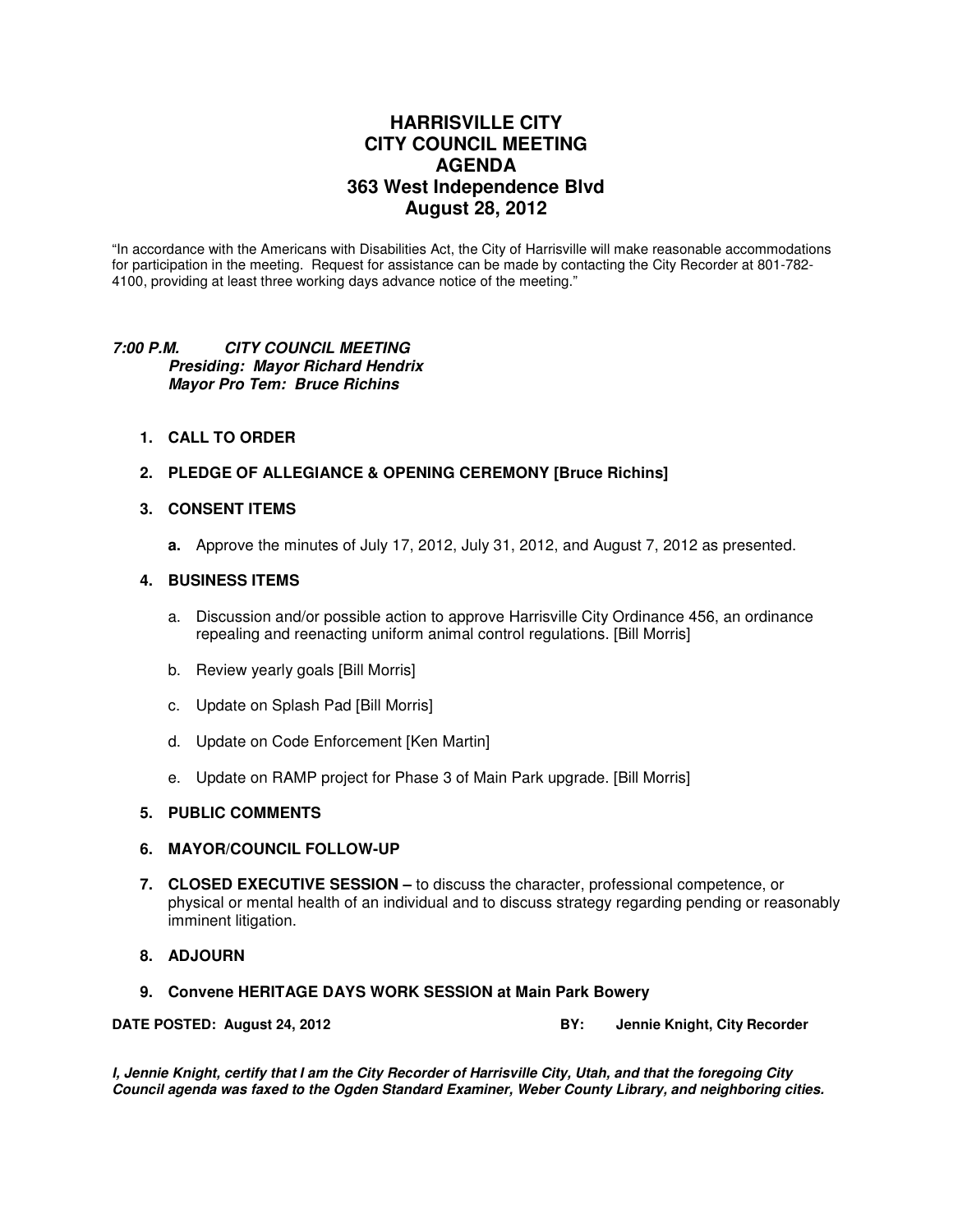# HARRISVILLE CITY
# CITY COUNCIL MEETING
# AGENDA
# 363 West Independence Blvd
# August 28, 2012

"In accordance with the Americans with Disabilities Act, the City of Harrisville will make reasonable accommodations for participation in the meeting. Request for assistance can be made by contacting the City Recorder at 801-782-4100, providing at least three working days advance notice of the meeting."

***7:00 P.M. CITY COUNCIL MEETING***
***Presiding: Mayor Richard Hendrix***
***Mayor Pro Tem: Bruce Richins***

1. **CALL TO ORDER**

2. **PLEDGE OF ALLEGIANCE & OPENING CEREMONY [Bruce Richins]**

3. **CONSENT ITEMS**

   **a.** Approve the minutes of July 17, 2012, July 31, 2012, and August 7, 2012 as presented.

4. **BUSINESS ITEMS**

   a. Discussion and/or possible action to approve Harrisville City Ordinance 456, an ordinance repealing and reenacting uniform animal control regulations. [Bill Morris]

   b. Review yearly goals [Bill Morris]

   c. Update on Splash Pad [Bill Morris]

   d. Update on Code Enforcement [Ken Martin]

   e. Update on RAMP project for Phase 3 of Main Park upgrade. [Bill Morris]

5. **PUBLIC COMMENTS**

6. **MAYOR/COUNCIL FOLLOW-UP**

7. **CLOSED EXECUTIVE SESSION –** to discuss the character, professional competence, or physical or mental health of an individual and to discuss strategy regarding pending or reasonably imminent litigation.

8. **ADJOURN**

9. **Convene HERITAGE DAYS WORK SESSION at Main Park Bowery**

**DATE POSTED: August 24, 2012** **BY: Jennie Knight, City Recorder**

***I, Jennie Knight, certify that I am the City Recorder of Harrisville City, Utah, and that the foregoing City Council agenda was faxed to the Ogden Standard Examiner, Weber County Library, and neighboring cities.***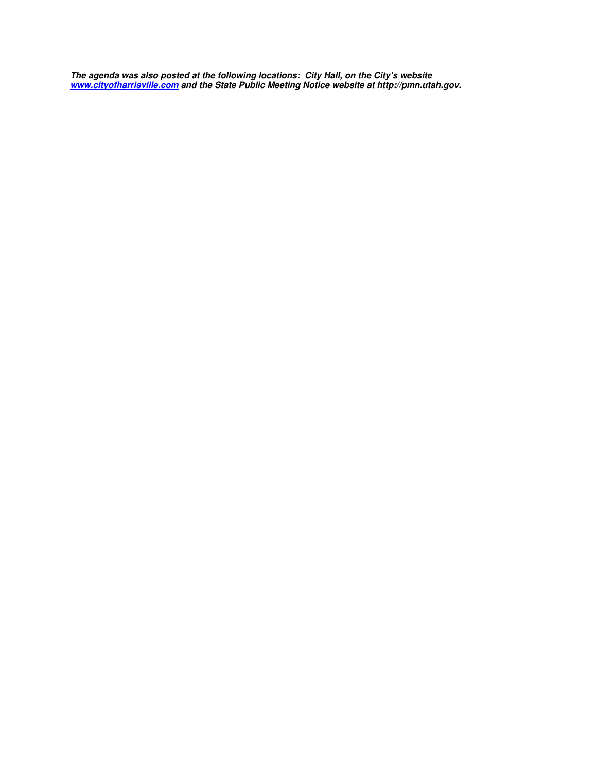***The agenda was also posted at the following locations: City Hall, on the City's website [www.cityofharrisville.com](http://www.cityofharrisville.com) and the State Public Meeting Notice website at http://pmn.utah.gov.***